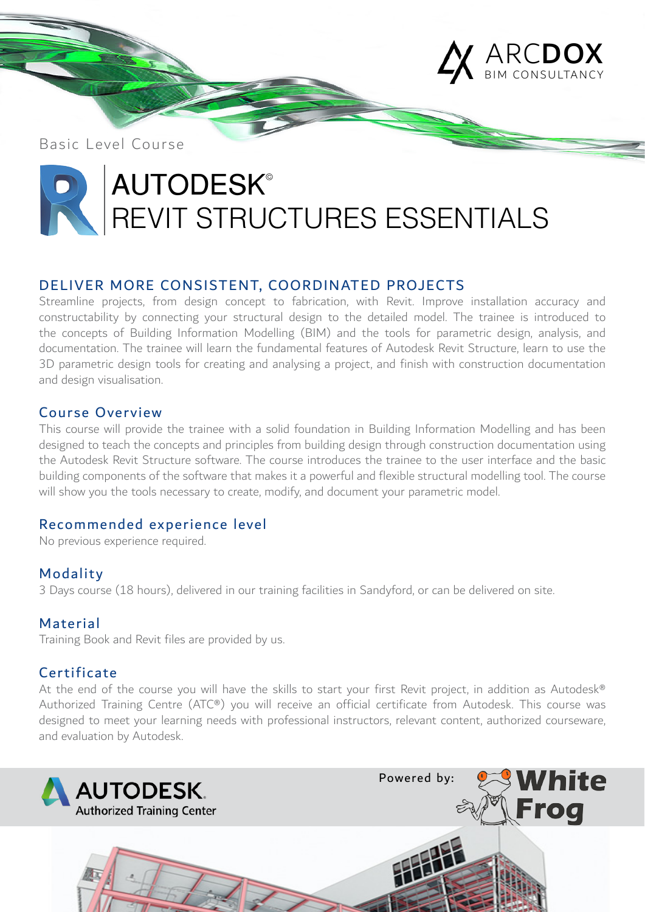ARCDOX
BIM CONSULTANCY

Basic Level Course

# AUTODESK©
# REVIT STRUCTURES ESSENTIALS

## DELIVER MORE CONSISTENT, COORDINATED PROJECTS

Streamline projects, from design concept to fabrication, with Revit. Improve installation accuracy and constructability by connecting your structural design to the detailed model. The trainee is introduced to the concepts of Building Information Modelling (BIM) and the tools for parametric design, analysis, and documentation. The trainee will learn the fundamental features of Autodesk Revit Structure, learn to use the 3D parametric design tools for creating and analysing a project, and finish with construction documentation and design visualisation.

## Course Overview

This course will provide the trainee with a solid foundation in Building Information Modelling and has been designed to teach the concepts and principles from building design through construction documentation using the Autodesk Revit Structure software. The course introduces the trainee to the user interface and the basic building components of the software that makes it a powerful and flexible structural modelling tool. The course will show you the tools necessary to create, modify, and document your parametric model.

## Recommended experience level

No previous experience required.

## Modality

3 Days course (18 hours), delivered in our training facilities in Sandyford, or can be delivered on site.

## Material

Training Book and Revit files are provided by us.

## Certificate

At the end of the course you will have the skills to start your first Revit project, in addition as Autodesk® Authorized Training Centre (ATC®) you will receive an official certificate from Autodesk. This course was designed to meet your learning needs with professional instructors, relevant content, authorized courseware, and evaluation by Autodesk.

AUTODESK. Authorized Training Center

Powered by: White Frog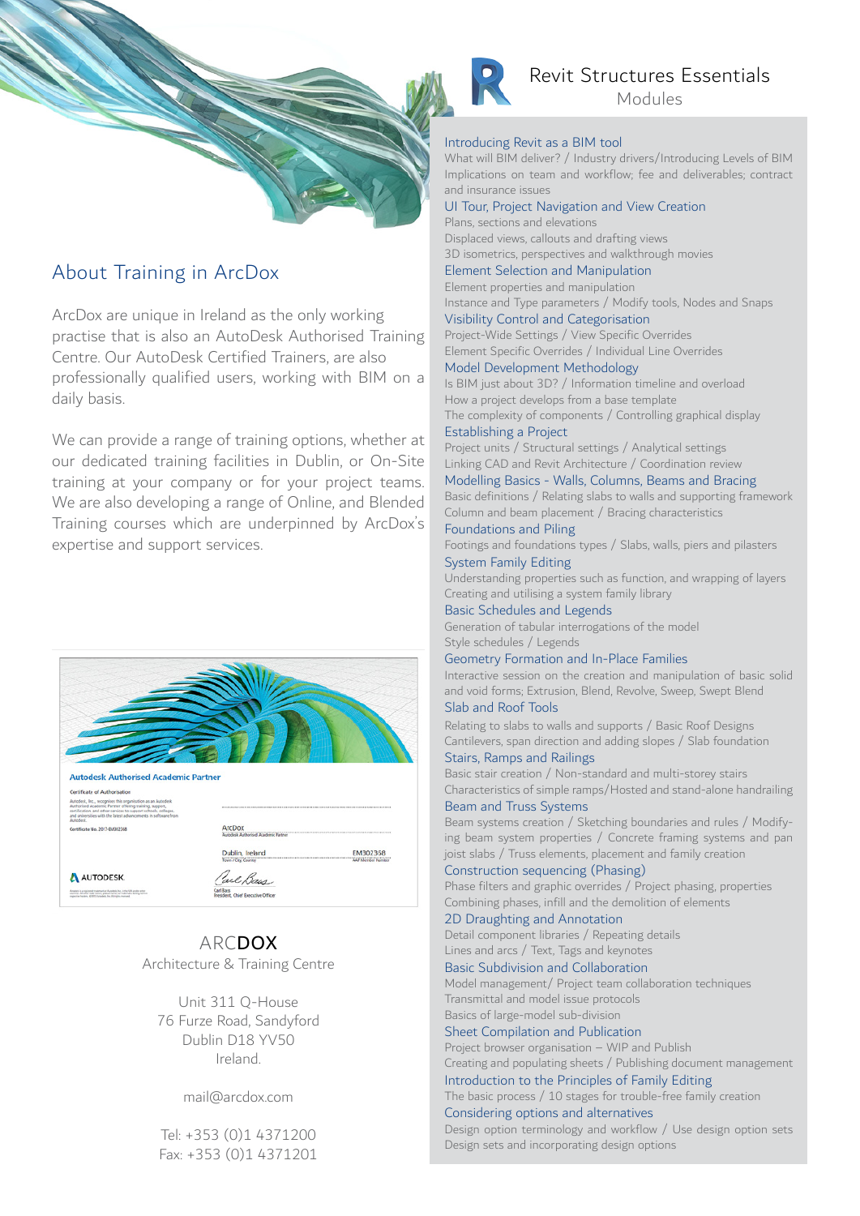# Revit Structures Essentials

Modules

## About Training in ArcDox

ArcDox are unique in Ireland as the only working practise that is also an AutoDesk Authorised Training Centre. Our AutoDesk Certified Trainers, are also professionally qualified users, working with BIM on a daily basis.

We can provide a range of training options, whether at our dedicated training facilities in Dublin, or On-Site training at your company or for your project teams. We are also developing a range of Online, and Blended Training courses which are underpinned by ArcDox's expertise and support services.

ARC**DOX**
Architecture & Training Centre

Unit 311 Q-House
76 Furze Road, Sandyford
Dublin D18 YV50
Ireland.

mail@arcdox.com

Tel: +353 (0)1 4371200
Fax: +353 (0)1 4371201

### Introducing Revit as a BIM tool
What will BIM deliver? / Industry drivers/Introducing Levels of BIM
Implications on team and workflow; fee and deliverables; contract and insurance issues

### UI Tour, Project Navigation and View Creation
Plans, sections and elevations
Displaced views, callouts and drafting views
3D isometrics, perspectives and walkthrough movies

### Element Selection and Manipulation
Element properties and manipulation
Instance and Type parameters / Modify tools, Nodes and Snaps

### Visibility Control and Categorisation
Project-Wide Settings / View Specific Overrides
Element Specific Overrides / Individual Line Overrides

### Model Development Methodology
Is BIM just about 3D? / Information timeline and overload
How a project develops from a base template
The complexity of components / Controlling graphical display

### Establishing a Project
Project units / Structural settings / Analytical settings
Linking CAD and Revit Architecture / Coordination review

### Modelling Basics - Walls, Columns, Beams and Bracing
Basic definitions / Relating slabs to walls and supporting framework
Column and beam placement / Bracing characteristics

### Foundations and Piling
Footings and foundations types / Slabs, walls, piers and pilasters

### System Family Editing
Understanding properties such as function, and wrapping of layers
Creating and utilising a system family library

### Basic Schedules and Legends
Generation of tabular interrogations of the model
Style schedules / Legends

### Geometry Formation and In-Place Families
Interactive session on the creation and manipulation of basic solid and void forms; Extrusion, Blend, Revolve, Sweep, Swept Blend

### Slab and Roof Tools
Relating to slabs to walls and supports / Basic Roof Designs
Cantilevers, span direction and adding slopes / Slab foundation

### Stairs, Ramps and Railings
Basic stair creation / Non-standard and multi-storey stairs
Characteristics of simple ramps/Hosted and stand-alone handrailing

### Beam and Truss Systems
Beam systems creation / Sketching boundaries and rules / Modifying beam system properties / Concrete framing systems and pan joist slabs / Truss elements, placement and family creation

### Construction sequencing (Phasing)
Phase filters and graphic overrides / Project phasing, properties
Combining phases, infill and the demolition of elements

### 2D Draughting and Annotation
Detail component libraries / Repeating details
Lines and arcs / Text, Tags and keynotes

### Basic Subdivision and Collaboration
Model management/ Project team collaboration techniques
Transmittal and model issue protocols
Basics of large-model sub-division

### Sheet Compilation and Publication
Project browser organisation – WIP and Publish
Creating and populating sheets / Publishing document management

### Introduction to the Principles of Family Editing
The basic process / 10 stages for trouble-free family creation

### Considering options and alternatives
Design option terminology and workflow / Use design option sets
Design sets and incorporating design options